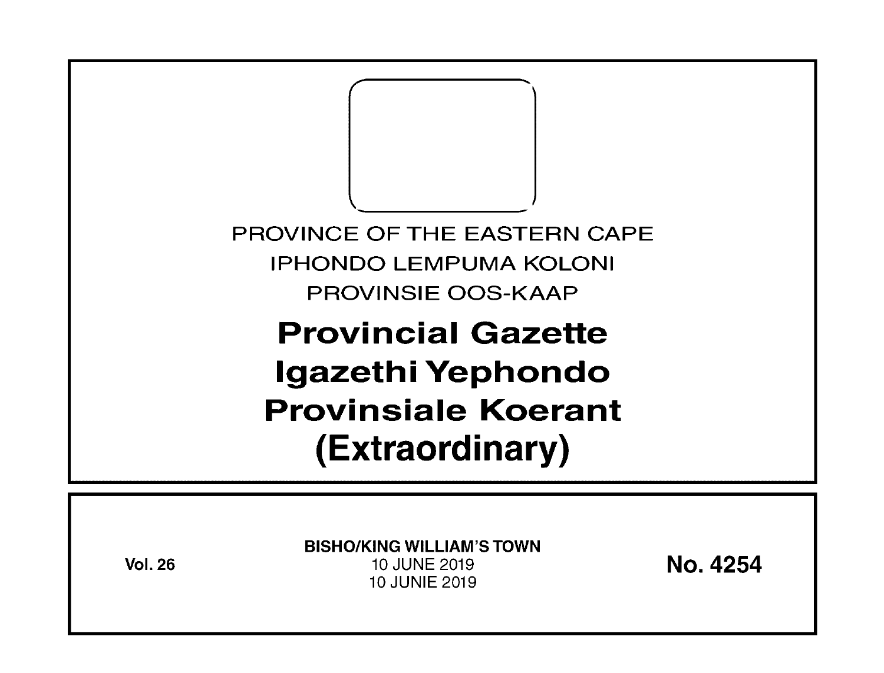PROVINCE OF THE EASTERN CAPE

IPHONDO LEMPUMA KOLONI

PROVINSIE OOS-KAAP

# Provincial Gazette
# Igazethi Yephondo
# Provinsiale Koerant
# (Extraordinary)

**Vol. 26**

**BISHO/KING WILLIAM'S TOWN**

10 JUNE 2019

10 JUNIE 2019

**No. 4254**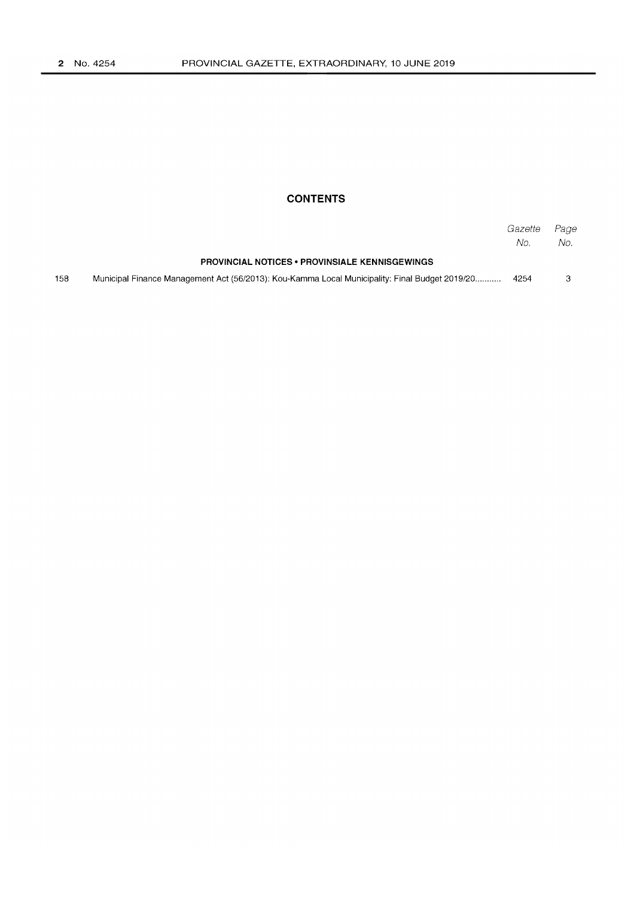## CONTENTS

| | | Gazette No. | Page No. |
|---|---|---|---|
| | **PROVINCIAL NOTICES • PROVINSIALE KENNISGEWINGS** | | |
| 158 | Municipal Finance Management Act (56/2013): Kou-Kamma Local Municipality: Final Budget 2019/20........... | 4254 | 3 |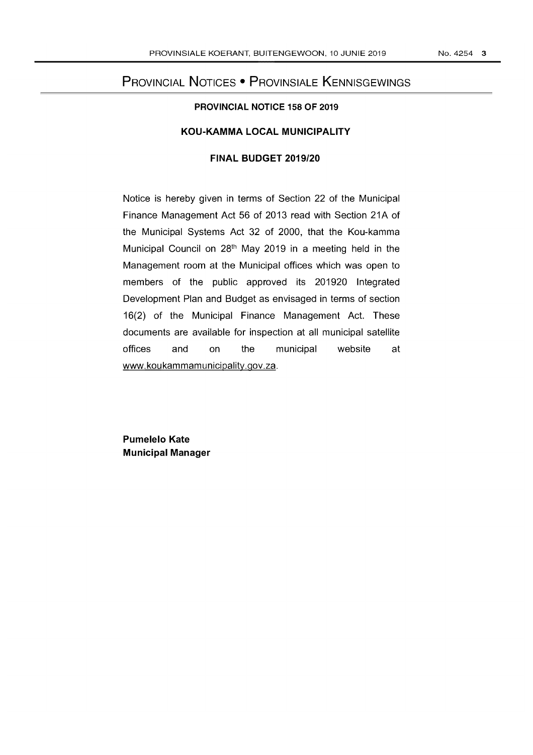# Provincial Notices • Provinsiale Kennisgewings

## PROVINCIAL NOTICE 158 OF 2019

## KOU-KAMMA LOCAL MUNICIPALITY

### FINAL BUDGET 2019/20

Notice is hereby given in terms of Section 22 of the Municipal Finance Management Act 56 of 2013 read with Section 21A of the Municipal Systems Act 32 of 2000, that the Kou-kamma Municipal Council on 28th May 2019 in a meeting held in the Management room at the Municipal offices which was open to members of the public approved its 201920 Integrated Development Plan and Budget as envisaged in terms of section 16(2) of the Municipal Finance Management Act. These documents are available for inspection at all municipal satellite offices and on the municipal website at www.koukammamunicipality.gov.za.

**Pumelelo Kate**
**Municipal Manager**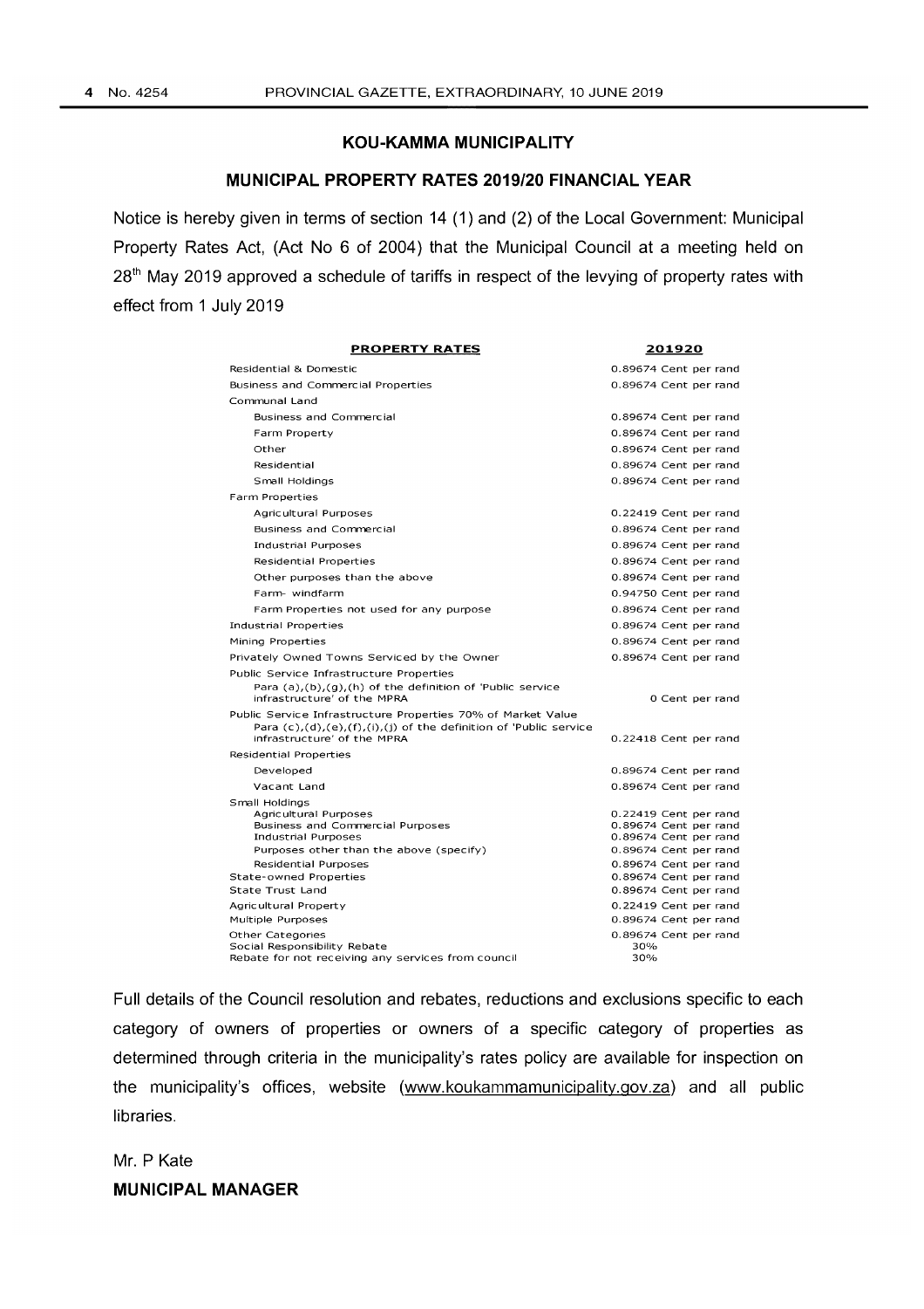## KOU-KAMMA MUNICIPALITY

### MUNICIPAL PROPERTY RATES 2019/20 FINANCIAL YEAR

Notice is hereby given in terms of section 14 (1) and (2) of the Local Government: Municipal Property Rates Act, (Act No 6 of 2004) that the Municipal Council at a meeting held on 28th May 2019 approved a schedule of tariffs in respect of the levying of property rates with effect from 1 July 2019

| PROPERTY RATES | 201920 |
|---|---|
| Residential & Domestic | 0.89674 Cent per rand |
| Business and Commercial Properties | 0.89674 Cent per rand |
| Communal Land | |
| Business and Commercial | 0.89674 Cent per rand |
| Farm Property | 0.89674 Cent per rand |
| Other | 0.89674 Cent per rand |
| Residential | 0.89674 Cent per rand |
| Small Holdings | 0.89674 Cent per rand |
| Farm Properties | |
| Agricultural Purposes | 0.22419 Cent per rand |
| Business and Commercial | 0.89674 Cent per rand |
| Industrial Purposes | 0.89674 Cent per rand |
| Residential Properties | 0.89674 Cent per rand |
| Other purposes than the above | 0.89674 Cent per rand |
| Farm- windfarm | 0.94750 Cent per rand |
| Farm Properties not used for any purpose | 0.89674 Cent per rand |
| Industrial Properties | 0.89674 Cent per rand |
| Mining Properties | 0.89674 Cent per rand |
| Privately Owned Towns Serviced by the Owner | 0.89674 Cent per rand |
| Public Service Infrastructure Properties | |
| Para (a),(b),(g),(h) of the definition of 'Public service infrastructure' of the MPRA | 0 Cent per rand |
| Public Service Infrastructure Properties 70% of Market Value | |
| Para (c),(d),(e),(f),(i),(j) of the definition of 'Public service infrastructure' of the MPRA | 0.22418 Cent per rand |
| Residential Properties | |
| Developed | 0.89674 Cent per rand |
| Vacant Land | 0.89674 Cent per rand |
| Small Holdings | |
| Agricultural Purposes | 0.22419 Cent per rand |
| Business and Commercial Purposes | 0.89674 Cent per rand |
| Industrial Purposes | 0.89674 Cent per rand |
| Purposes other than the above (specify) | 0.89674 Cent per rand |
| Residential Purposes | 0.89674 Cent per rand |
| State-owned Properties | 0.89674 Cent per rand |
| State Trust Land | 0.89674 Cent per rand |
| Agricultural Property | 0.22419 Cent per rand |
| Multiple Purposes | 0.89674 Cent per rand |
| Other Categories | 0.89674 Cent per rand |
| Social Responsibility Rebate | 30% |
| Rebate for not receiving any services from council | 30% |

Full details of the Council resolution and rebates, reductions and exclusions specific to each category of owners of properties or owners of a specific category of properties as determined through criteria in the municipality's rates policy are available for inspection on the municipality's offices, website (www.koukammamunicipality.gov.za) and all public libraries.

Mr. P Kate

**MUNICIPAL MANAGER**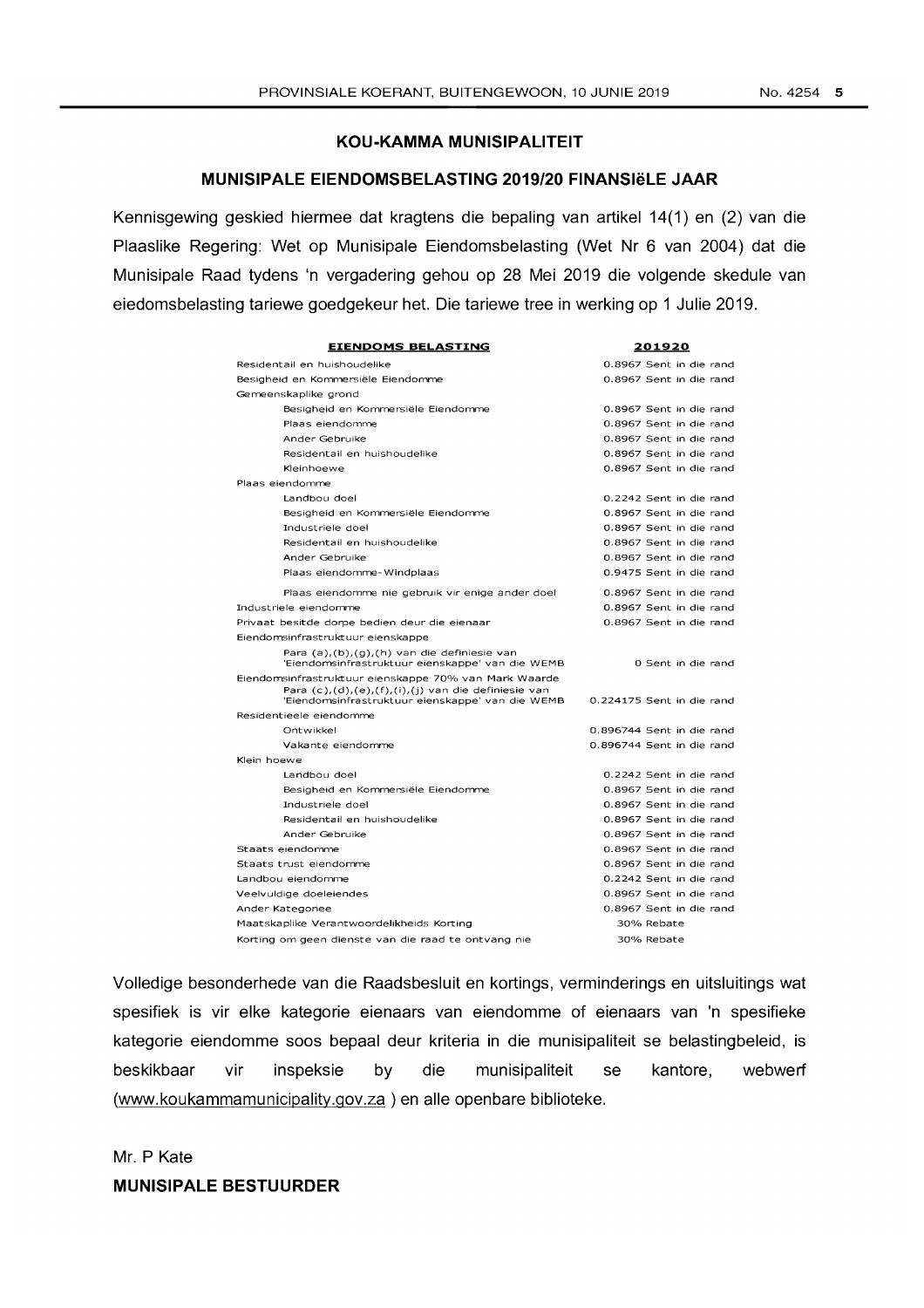## KOU-KAMMA MUNISIPALITEIT

### MUNISIPALE EIENDOMSBELASTING 2019/20 FINANSIëLE JAAR

Kennisgewing geskied hiermee dat kragtens die bepaling van artikel 14(1) en (2) van die Plaaslike Regering: Wet op Munisipale Eiendomsbelasting (Wet Nr 6 van 2004) dat die Munisipale Raad tydens 'n vergadering gehou op 28 Mei 2019 die volgende skedule van eiedomsbelasting tariewe goedgekeur het. Die tariewe tree in werking op 1 Julie 2019.

| EIENDOMS BELASTING | 201920 |
|---|---|
| Residentail en huishoudelike | 0.8967 Sent in die rand |
| Besigheid en Kommersiële Eiendomme | 0.8967 Sent in die rand |
| Gemeenskaplike grond | |
| Besigheid en Kommersiële Eiendomme | 0.8967 Sent in die rand |
| Plaas eiendomme | 0.8967 Sent in die rand |
| Ander Gebruike | 0.8967 Sent in die rand |
| Residentail en huishoudelike | 0.8967 Sent in die rand |
| Kleinhoewe | 0.8967 Sent in die rand |
| Plaas eiendomme | |
| Landbou doel | 0.2242 Sent in die rand |
| Besigheid en Kommersiële Eiendomme | 0.8967 Sent in die rand |
| Industriele doel | 0.8967 Sent in die rand |
| Residentail en huishoudelike | 0.8967 Sent in die rand |
| Ander Gebruike | 0.8967 Sent in die rand |
| Plaas eiendomme-Windplaas | 0.9475 Sent in die rand |
| Plaas eiendomme nie gebruik vir enige ander doel | 0.8967 Sent in die rand |
| Industriele eiendomme | 0.8967 Sent in die rand |
| Privaat besitde dorpe bedien deur die eienaar | 0.8967 Sent in die rand |
| Eiendomsinfrastruktuur eienskappe | |
| Para (a),(b),(g),(h) van die definiesie van 'Eiendomsinfrastruktuur eienskappe' van die WEMB | 0 Sent in die rand |
| Eiendomsinfrastruktuur eienskappe 70% van Mark Waarde Para (c),(d),(e),(f),(i),(j) van die definiesie van 'Eiendomsinfrastruktuur eienskappe' van die WEMB | 0.224175 Sent in die rand |
| Residentieele eiendomme | |
| Ontwikkel | 0.896744 Sent in die rand |
| Vakante eiendomme | 0.896744 Sent in die rand |
| Klein hoewe | |
| Landbou doel | 0.2242 Sent in die rand |
| Besigheid en Kommersiële Eiendomme | 0.8967 Sent in die rand |
| Industriele doel | 0.8967 Sent in die rand |
| Residentail en huishoudelike | 0.8967 Sent in die rand |
| Ander Gebruike | 0.8967 Sent in die rand |
| Staats eiendomme | 0.8967 Sent in die rand |
| Staats trust eiendomme | 0.8967 Sent in die rand |
| Landbou eiendomme | 0.2242 Sent in die rand |
| Veelvuldige doeleiendes | 0.8967 Sent in die rand |
| Ander Kategoriee | 0.8967 Sent in die rand |
| Maatskaplike Verantwoordelikheids Korting | 30% Rebate |
| Korting om geen dienste van die raad te ontvang nie | 30% Rebate |

Volledige besonderhede van die Raadsbesluit en kortings, verminderings en uitsluitings wat spesifiek is vir elke kategorie eienaars van eiendomme of eienaars van 'n spesifieke kategorie eiendomme soos bepaal deur kriteria in die munisipaliteit se belastingbeleid, is beskikbaar vir inspeksie by die munisipaliteit se kantore, webwerf (www.koukammamunicipality.gov.za ) en alle openbare biblioteke.

Mr. P Kate

**MUNISIPALE BESTUURDER**